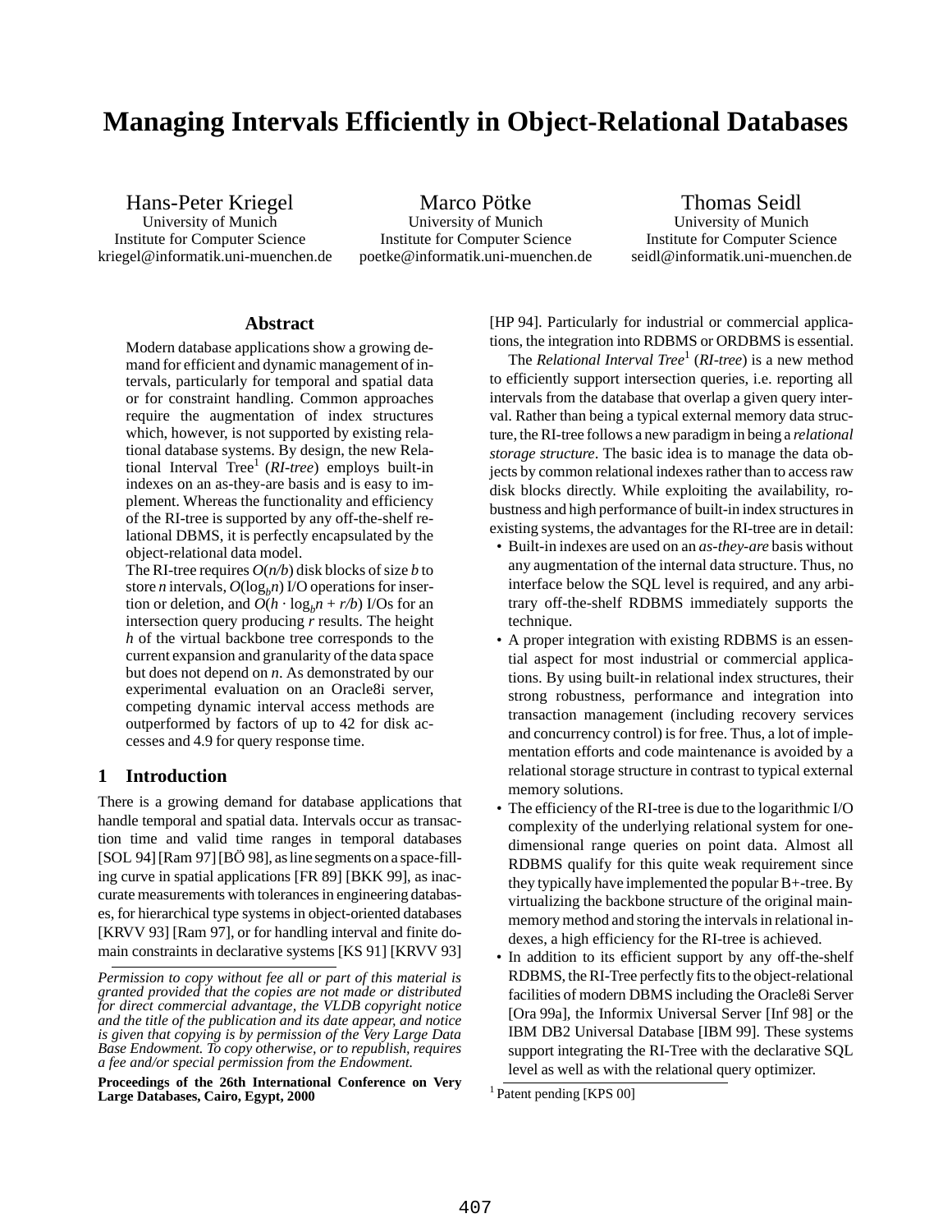# Managing Intervals Efficiently in Object-Relational Databases

Hans-Peter Kriegel
University of Munich
Institute for Computer Science
kriegel@informatik.uni-muenchen.de

Marco Pötke
University of Munich
Institute for Computer Science
poetke@informatik.uni-muenchen.de

Thomas Seidl
University of Munich
Institute for Computer Science
seidl@informatik.uni-muenchen.de

## Abstract

Modern database applications show a growing demand for efficient and dynamic management of intervals, particularly for temporal and spatial data or for constraint handling. Common approaches require the augmentation of index structures which, however, is not supported by existing relational database systems. By design, the new Relational Interval Tree[1] (*RI-tree*) employs built-in indexes on an as-they-are basis and is easy to implement. Whereas the functionality and efficiency of the RI-tree is supported by any off-the-shelf relational DBMS, it is perfectly encapsulated by the object-relational data model.

The RI-tree requires $O(n/b)$ disk blocks of size $b$ to store $n$ intervals, $O(\log_b n)$ I/O operations for insertion or deletion, and $O(h \cdot \log_b n + r/b)$ I/Os for an intersection query producing $r$ results. The height $h$ of the virtual backbone tree corresponds to the current expansion and granularity of the data space but does not depend on $n$. As demonstrated by our experimental evaluation on an Oracle8i server, competing dynamic interval access methods are outperformed by factors of up to 42 for disk accesses and 4.9 for query response time.

## 1 Introduction

There is a growing demand for database applications that handle temporal and spatial data. Intervals occur as transaction time and valid time ranges in temporal databases [SOL 94] [Ram 97] [BÖ 98], as line segments on a space-filling curve in spatial applications [FR 89] [BKK 99], as inaccurate measurements with tolerances in engineering databases, for hierarchical type systems in object-oriented databases [KRVV 93] [Ram 97], or for handling interval and finite domain constraints in declarative systems [KS 91] [KRVV 93] [HP 94]. Particularly for industrial or commercial applications, the integration into RDBMS or ORDBMS is essential.

*Permission to copy without fee all or part of this material is granted provided that the copies are not made or distributed for direct commercial advantage, the VLDB copyright notice and the title of the publication and its date appear, and notice is given that copying is by permission of the Very Large Data Base Endowment. To copy otherwise, or to republish, requires a fee and/or special permission from the Endowment.*

**Proceedings of the 26th International Conference on Very Large Databases, Cairo, Egypt, 2000**

The *Relational Interval Tree*[1] (*RI-tree*) is a new method to efficiently support intersection queries, i.e. reporting all intervals from the database that overlap a given query interval. Rather than being a typical external memory data structure, the RI-tree follows a new paradigm in being a *relational storage structure*. The basic idea is to manage the data objects by common relational indexes rather than to access raw disk blocks directly. While exploiting the availability, robustness and high performance of built-in index structures in existing systems, the advantages for the RI-tree are in detail:

- Built-in indexes are used on an *as-they-are* basis without any augmentation of the internal data structure. Thus, no interface below the SQL level is required, and any arbitrary off-the-shelf RDBMS immediately supports the technique.
- A proper integration with existing RDBMS is an essential aspect for most industrial or commercial applications. By using built-in relational index structures, their strong robustness, performance and integration into transaction management (including recovery services and concurrency control) is for free. Thus, a lot of implementation efforts and code maintenance is avoided by a relational storage structure in contrast to typical external memory solutions.
- The efficiency of the RI-tree is due to the logarithmic I/O complexity of the underlying relational system for one-dimensional range queries on point data. Almost all RDBMS qualify for this quite weak requirement since they typically have implemented the popular B+-tree. By virtualizing the backbone structure of the original main-memory method and storing the intervals in relational indexes, a high efficiency for the RI-tree is achieved.
- In addition to its efficient support by any off-the-shelf RDBMS, the RI-Tree perfectly fits to the object-relational facilities of modern DBMS including the Oracle8i Server [Ora 99a], the Informix Universal Server [Inf 98] or the IBM DB2 Universal Database [IBM 99]. These systems support integrating the RI-Tree with the declarative SQL level as well as with the relational query optimizer.

[1] Patent pending [KPS 00]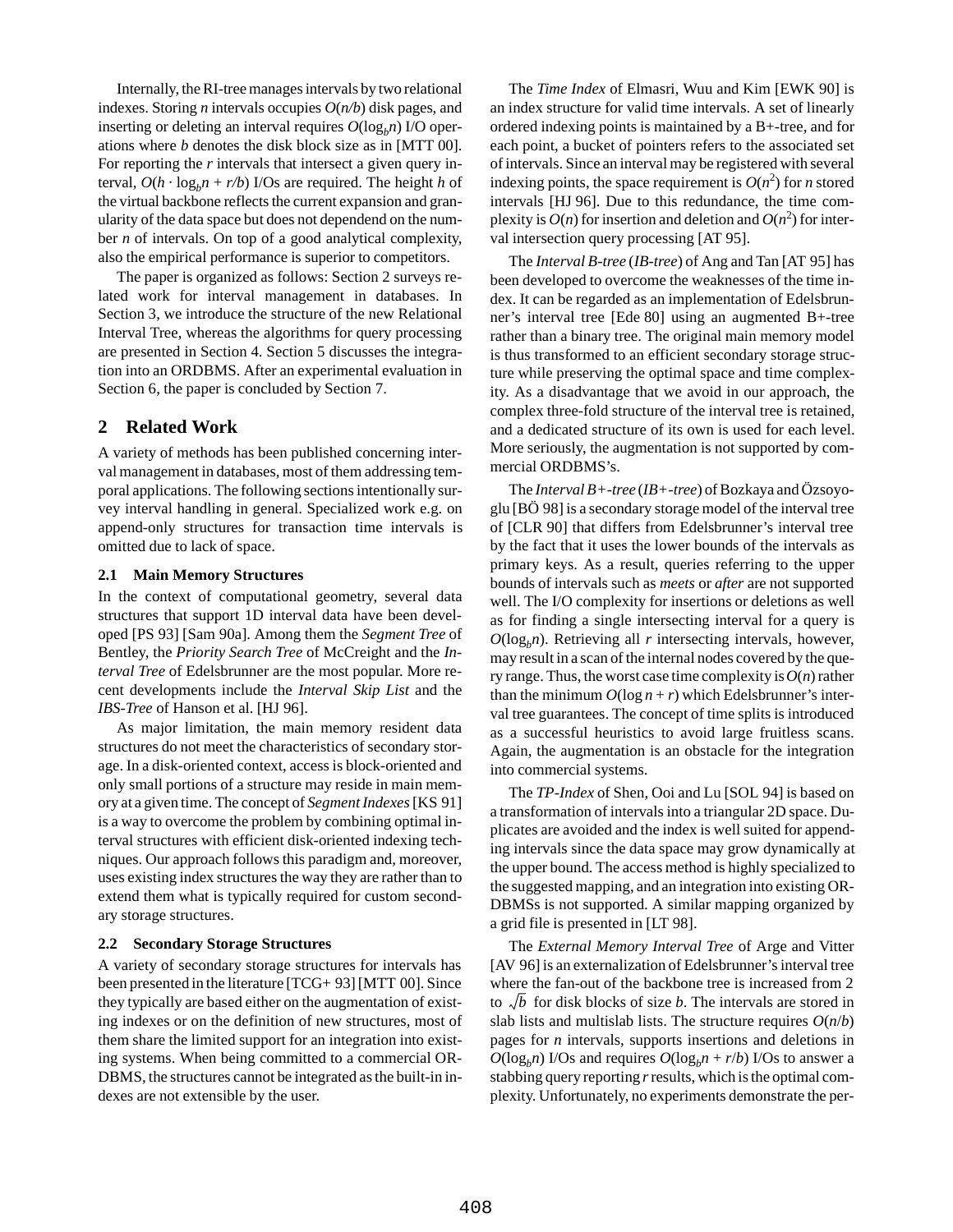Internally, the RI-tree manages intervals by two relational indexes. Storing $n$ intervals occupies $O(n/b)$ disk pages, and inserting or deleting an interval requires $O(\log_b n)$ I/O operations where $b$ denotes the disk block size as in [MTT 00]. For reporting the $r$ intervals that intersect a given query interval, $O(h \cdot \log_b n + r/b)$ I/Os are required. The height $h$ of the virtual backbone reflects the current expansion and granularity of the data space but does not dependend on the number $n$ of intervals. On top of a good analytical complexity, also the empirical performance is superior to competitors.

The paper is organized as follows: Section 2 surveys related work for interval management in databases. In Section 3, we introduce the structure of the new Relational Interval Tree, whereas the algorithms for query processing are presented in Section 4. Section 5 discusses the integration into an ORDBMS. After an experimental evaluation in Section 6, the paper is concluded by Section 7.

## 2 Related Work

A variety of methods has been published concerning interval management in databases, most of them addressing temporal applications. The following sections intentionally survey interval handling in general. Specialized work e.g. on append-only structures for transaction time intervals is omitted due to lack of space.

### 2.1 Main Memory Structures

In the context of computational geometry, several data structures that support 1D interval data have been developed [PS 93] [Sam 90a]. Among them the *Segment Tree* of Bentley, the *Priority Search Tree* of McCreight and the *Interval Tree* of Edelsbrunner are the most popular. More recent developments include the *Interval Skip List* and the *IBS-Tree* of Hanson et al. [HJ 96].

As major limitation, the main memory resident data structures do not meet the characteristics of secondary storage. In a disk-oriented context, access is block-oriented and only small portions of a structure may reside in main memory at a given time. The concept of *Segment Indexes* [KS 91] is a way to overcome the problem by combining optimal interval structures with efficient disk-oriented indexing techniques. Our approach follows this paradigm and, moreover, uses existing index structures the way they are rather than to extend them what is typically required for custom secondary storage structures.

### 2.2 Secondary Storage Structures

A variety of secondary storage structures for intervals has been presented in the literature [TCG+ 93] [MTT 00]. Since they typically are based either on the augmentation of existing indexes or on the definition of new structures, most of them share the limited support for an integration into existing systems. When being committed to a commercial ORDBMS, the structures cannot be integrated as the built-in indexes are not extensible by the user.

The *Time Index* of Elmasri, Wuu and Kim [EWK 90] is an index structure for valid time intervals. A set of linearly ordered indexing points is maintained by a B+-tree, and for each point, a bucket of pointers refers to the associated set of intervals. Since an interval may be registered with several indexing points, the space requirement is $O(n^2)$ for $n$ stored intervals [HJ 96]. Due to this redundance, the time complexity is $O(n)$ for insertion and deletion and $O(n^2)$ for interval intersection query processing [AT 95].

The *Interval B-tree* (*IB-tree*) of Ang and Tan [AT 95] has been developed to overcome the weaknesses of the time index. It can be regarded as an implementation of Edelsbrunner's interval tree [Ede 80] using an augmented B+-tree rather than a binary tree. The original main memory model is thus transformed to an efficient secondary storage structure while preserving the optimal space and time complexity. As a disadvantage that we avoid in our approach, the complex three-fold structure of the interval tree is retained, and a dedicated structure of its own is used for each level. More seriously, the augmentation is not supported by commercial ORDBMS's.

The *Interval B+-tree* (*IB+-tree*) of Bozkaya and Özsoyoglu [BÖ 98] is a secondary storage model of the interval tree of [CLR 90] that differs from Edelsbrunner's interval tree by the fact that it uses the lower bounds of the intervals as primary keys. As a result, queries referring to the upper bounds of intervals such as *meets* or *after* are not supported well. The I/O complexity for insertions or deletions as well as for finding a single intersecting interval for a query is $O(\log_b n)$. Retrieving all $r$ intersecting intervals, however, may result in a scan of the internal nodes covered by the query range. Thus, the worst case time complexity is $O(n)$ rather than the minimum $O(\log n + r)$ which Edelsbrunner's interval tree guarantees. The concept of time splits is introduced as a successful heuristics to avoid large fruitless scans. Again, the augmentation is an obstacle for the integration into commercial systems.

The *TP-Index* of Shen, Ooi and Lu [SOL 94] is based on a transformation of intervals into a triangular 2D space. Duplicates are avoided and the index is well suited for appending intervals since the data space may grow dynamically at the upper bound. The access method is highly specialized to the suggested mapping, and an integration into existing ORDBMSs is not supported. A similar mapping organized by a grid file is presented in [LT 98].

The *External Memory Interval Tree* of Arge and Vitter [AV 96] is an externalization of Edelsbrunner's interval tree where the fan-out of the backbone tree is increased from 2 to $\sqrt{b}$ for disk blocks of size $b$. The intervals are stored in slab lists and multislab lists. The structure requires $O(n/b)$ pages for $n$ intervals, supports insertions and deletions in $O(\log_b n)$ I/Os and requires $O(\log_b n + r/b)$ I/Os to answer a stabbing query reporting $r$ results, which is the optimal complexity. Unfortunately, no experiments demonstrate the per-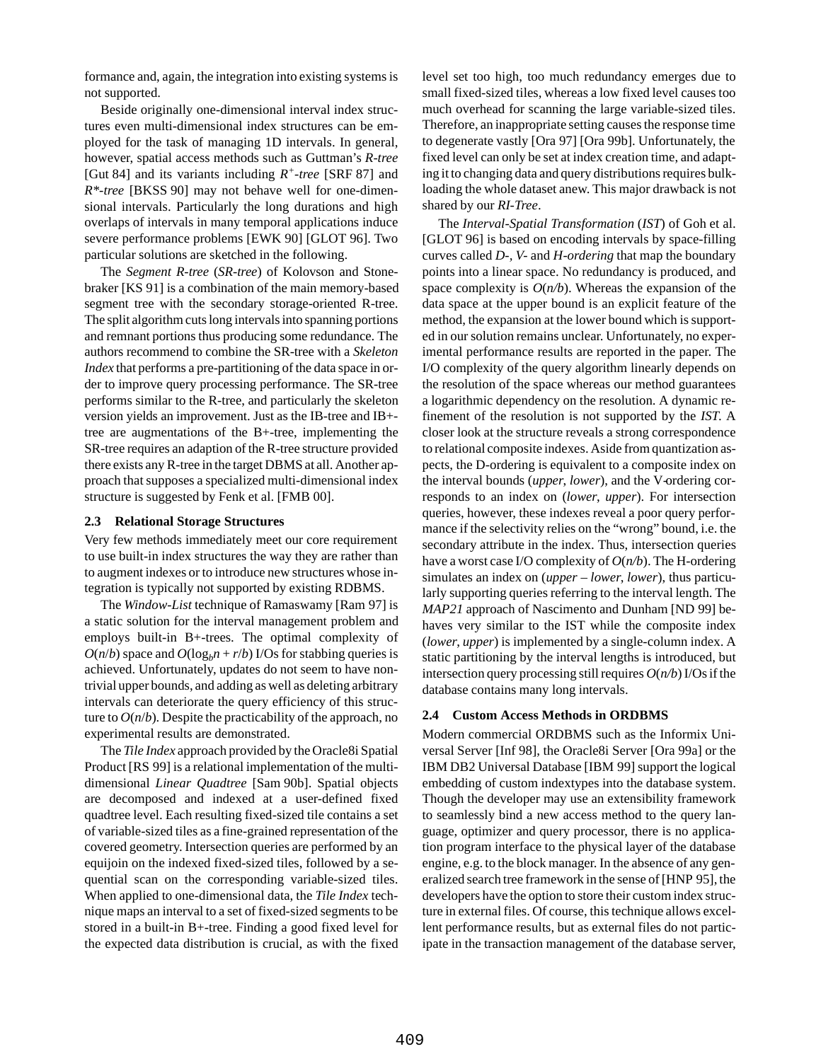formance and, again, the integration into existing systems is not supported.

Beside originally one-dimensional interval index structures even multi-dimensional index structures can be employed for the task of managing 1D intervals. In general, however, spatial access methods such as Guttman's *R-tree* [Gut 84] and its variants including *$R^+$-tree* [SRF 87] and *R\*-tree* [BKSS 90] may not behave well for one-dimensional intervals. Particularly the long durations and high overlaps of intervals in many temporal applications induce severe performance problems [EWK 90] [GLOT 96]. Two particular solutions are sketched in the following.

The *Segment R-tree* (*SR-tree*) of Kolovson and Stonebraker [KS 91] is a combination of the main memory-based segment tree with the secondary storage-oriented R-tree. The split algorithm cuts long intervals into spanning portions and remnant portions thus producing some redundance. The authors recommend to combine the SR-tree with a *Skeleton Index* that performs a pre-partitioning of the data space in order to improve query processing performance. The SR-tree performs similar to the R-tree, and particularly the skeleton version yields an improvement. Just as the IB-tree and IB+-tree are augmentations of the B+-tree, implementing the SR-tree requires an adaption of the R-tree structure provided there exists any R-tree in the target DBMS at all. Another approach that supposes a specialized multi-dimensional index structure is suggested by Fenk et al. [FMB 00].

### 2.3 Relational Storage Structures

Very few methods immediately meet our core requirement to use built-in index structures the way they are rather than to augment indexes or to introduce new structures whose integration is typically not supported by existing RDBMS.

The *Window-List* technique of Ramaswamy [Ram 97] is a static solution for the interval management problem and employs built-in B+-trees. The optimal complexity of $O(n/b)$ space and $O(\log_b n + r/b)$ I/Os for stabbing queries is achieved. Unfortunately, updates do not seem to have non-trivial upper bounds, and adding as well as deleting arbitrary intervals can deteriorate the query efficiency of this structure to $O(n/b)$. Despite the practicability of the approach, no experimental results are demonstrated.

The *Tile Index* approach provided by the Oracle8i Spatial Product [RS 99] is a relational implementation of the multi-dimensional *Linear Quadtree* [Sam 90b]. Spatial objects are decomposed and indexed at a user-defined fixed quadtree level. Each resulting fixed-sized tile contains a set of variable-sized tiles as a fine-grained representation of the covered geometry. Intersection queries are performed by an equijoin on the indexed fixed-sized tiles, followed by a sequential scan on the corresponding variable-sized tiles. When applied to one-dimensional data, the *Tile Index* technique maps an interval to a set of fixed-sized segments to be stored in a built-in B+-tree. Finding a good fixed level for the expected data distribution is crucial, as with the fixed level set too high, too much redundancy emerges due to small fixed-sized tiles, whereas a low fixed level causes too much overhead for scanning the large variable-sized tiles. Therefore, an inappropriate setting causes the response time to degenerate vastly [Ora 97] [Ora 99b]. Unfortunately, the fixed level can only be set at index creation time, and adapting it to changing data and query distributions requires bulk-loading the whole dataset anew. This major drawback is not shared by our ***RI-Tree***.

The *Interval-Spatial Transformation* (*IST*) of Goh et al. [GLOT 96] is based on encoding intervals by space-filling curves called *D-*, *V-* and *H-ordering* that map the boundary points into a linear space. No redundancy is produced, and space complexity is $O(n/b)$. Whereas the expansion of the data space at the upper bound is an explicit feature of the method, the expansion at the lower bound which is supported in our solution remains unclear. Unfortunately, no experimental performance results are reported in the paper. The I/O complexity of the query algorithm linearly depends on the resolution of the space whereas our method guarantees a logarithmic dependency on the resolution. A dynamic refinement of the resolution is not supported by the *IST*. A closer look at the structure reveals a strong correspondence to relational composite indexes. Aside from quantization aspects, the D-ordering is equivalent to a composite index on the interval bounds (*upper*, *lower*), and the V-ordering corresponds to an index on (*lower*, *upper*). For intersection queries, however, these indexes reveal a poor query performance if the selectivity relies on the "wrong" bound, i.e. the secondary attribute in the index. Thus, intersection queries have a worst case I/O complexity of $O(n/b)$. The H-ordering simulates an index on (*upper* – *lower*, *lower*), thus particularly supporting queries referring to the interval length. The *MAP21* approach of Nascimento and Dunham [ND 99] behaves very similar to the IST while the composite index (*lower*, *upper*) is implemented by a single-column index. A static partitioning by the interval lengths is introduced, but intersection query processing still requires $O(n/b)$ I/Os if the database contains many long intervals.

### 2.4 Custom Access Methods in ORDBMS

Modern commercial ORDBMS such as the Informix Universal Server [Inf 98], the Oracle8i Server [Ora 99a] or the IBM DB2 Universal Database [IBM 99] support the logical embedding of custom indextypes into the database system. Though the developer may use an extensibility framework to seamlessly bind a new access method to the query language, optimizer and query processor, there is no application program interface to the physical layer of the database engine, e.g. to the block manager. In the absence of any generalized search tree framework in the sense of [HNP 95], the developers have the option to store their custom index structure in external files. Of course, this technique allows excellent performance results, but as external files do not participate in the transaction management of the database server,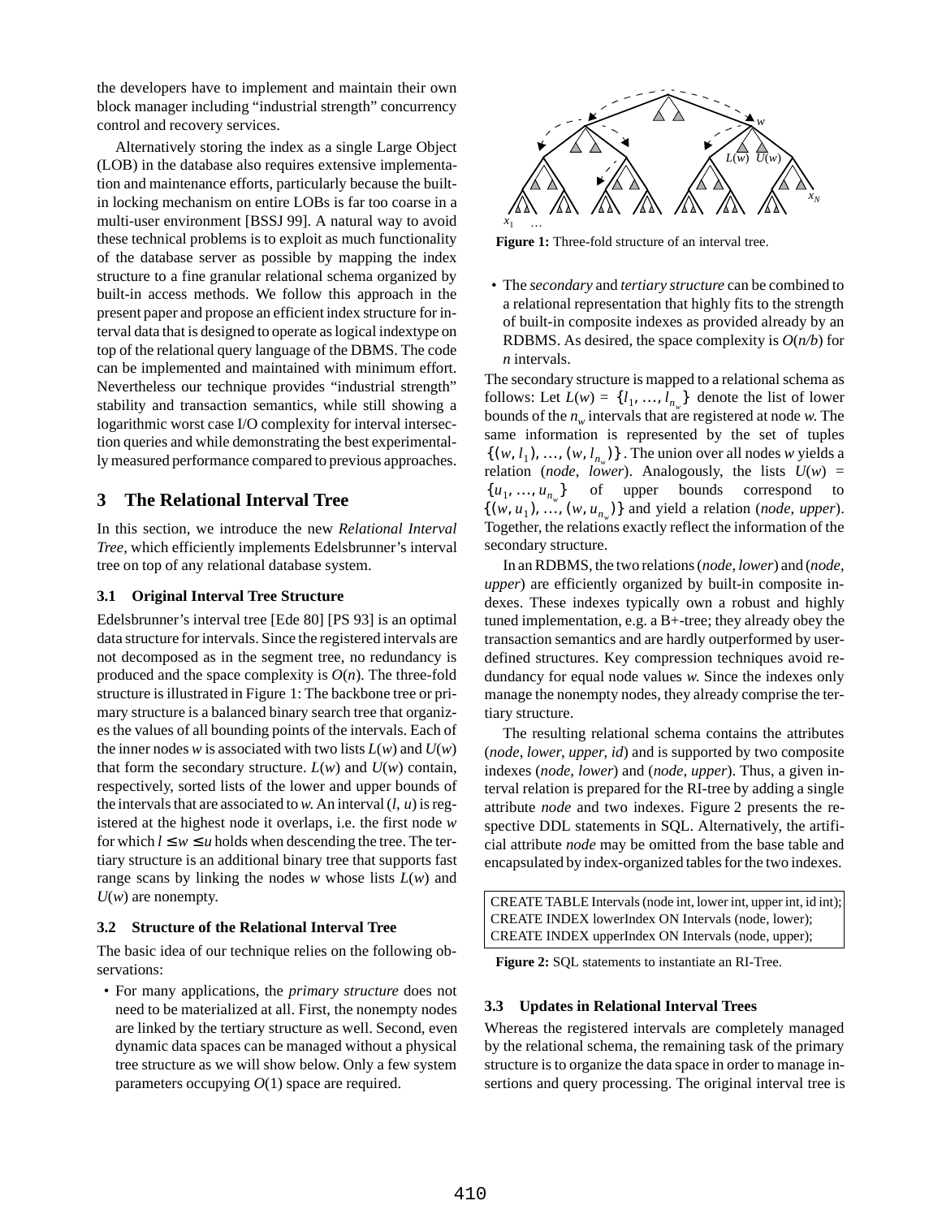the developers have to implement and maintain their own block manager including "industrial strength" concurrency control and recovery services.

Alternatively storing the index as a single Large Object (LOB) in the database also requires extensive implementation and maintenance efforts, particularly because the built-in locking mechanism on entire LOBs is far too coarse in a multi-user environment [BSSJ 99]. A natural way to avoid these technical problems is to exploit as much functionality of the database server as possible by mapping the index structure to a fine granular relational schema organized by built-in access methods. We follow this approach in the present paper and propose an efficient index structure for interval data that is designed to operate as logical indextype on top of the relational query language of the DBMS. The code can be implemented and maintained with minimum effort. Nevertheless our technique provides "industrial strength" stability and transaction semantics, while still showing a logarithmic worst case I/O complexity for interval intersection queries and while demonstrating the best experimentally measured performance compared to previous approaches.

## 3 The Relational Interval Tree

In this section, we introduce the new *Relational Interval Tree*, which efficiently implements Edelsbrunner's interval tree on top of any relational database system.

### 3.1 Original Interval Tree Structure

Edelsbrunner's interval tree [Ede 80] [PS 93] is an optimal data structure for intervals. Since the registered intervals are not decomposed as in the segment tree, no redundancy is produced and the space complexity is $O(n)$. The three-fold structure is illustrated in Figure 1: The backbone tree or primary structure is a balanced binary search tree that organizes the values of all bounding points of the intervals. Each of the inner nodes $w$ is associated with two lists $L(w)$ and $U(w)$ that form the secondary structure. $L(w)$ and $U(w)$ contain, respectively, sorted lists of the lower and upper bounds of the intervals that are associated to $w$. An interval $(l, u)$ is registered at the highest node it overlaps, i.e. the first node $w$ for which $l \leq w \leq u$ holds when descending the tree. The tertiary structure is an additional binary tree that supports fast range scans by linking the nodes $w$ whose lists $L(w)$ and $U(w)$ are nonempty.

**Figure 1:** Three-fold structure of an interval tree.

### 3.2 Structure of the Relational Interval Tree

The basic idea of our technique relies on the following observations:

- For many applications, the *primary structure* does not need to be materialized at all. First, the nonempty nodes are linked by the tertiary structure as well. Second, even dynamic data spaces can be managed without a physical tree structure as we will show below. Only a few system parameters occupying $O(1)$ space are required.
- The *secondary* and *tertiary structure* can be combined to a relational representation that highly fits to the strength of built-in composite indexes as provided already by an RDBMS. As desired, the space complexity is $O(n/b)$ for $n$ intervals.

The secondary structure is mapped to a relational schema as follows: Let $L(w) = \{l_1, \ldots, l_{n_w}\}$ denote the list of lower bounds of the $n_w$ intervals that are registered at node $w$. The same information is represented by the set of tuples $\{(w, l_1), \ldots, (w, l_{n_w})\}$. The union over all nodes $w$ yields a relation (*node*, *lower*). Analogously, the lists $U(w) = \{u_1, \ldots, u_{n_w}\}$ of upper bounds correspond to $\{(w, u_1), \ldots, (w, u_{n_w})\}$ and yield a relation (*node*, *upper*). Together, the relations exactly reflect the information of the secondary structure.

In an RDBMS, the two relations (*node*, *lower*) and (*node*, *upper*) are efficiently organized by built-in composite indexes. These indexes typically own a robust and highly tuned implementation, e.g. a B+-tree; they already obey the transaction semantics and are hardly outperformed by user-defined structures. Key compression techniques avoid redundancy for equal node values $w$. Since the indexes only manage the nonempty nodes, they already comprise the tertiary structure.

The resulting relational schema contains the attributes (*node*, *lower*, *upper*, *id*) and is supported by two composite indexes (*node*, *lower*) and (*node*, *upper*). Thus, a given interval relation is prepared for the RI-tree by adding a single attribute *node* and two indexes. Figure 2 presents the respective DDL statements in SQL. Alternatively, the artificial attribute *node* may be omitted from the base table and encapsulated by index-organized tables for the two indexes.

```
CREATE TABLE Intervals (node int, lower int, upper int, id int);
CREATE INDEX lowerIndex ON Intervals (node, lower);
CREATE INDEX upperIndex ON Intervals (node, upper);
```

**Figure 2:** SQL statements to instantiate an RI-Tree.

### 3.3 Updates in Relational Interval Trees

Whereas the registered intervals are completely managed by the relational schema, the remaining task of the primary structure is to organize the data space in order to manage insertions and query processing. The original interval tree is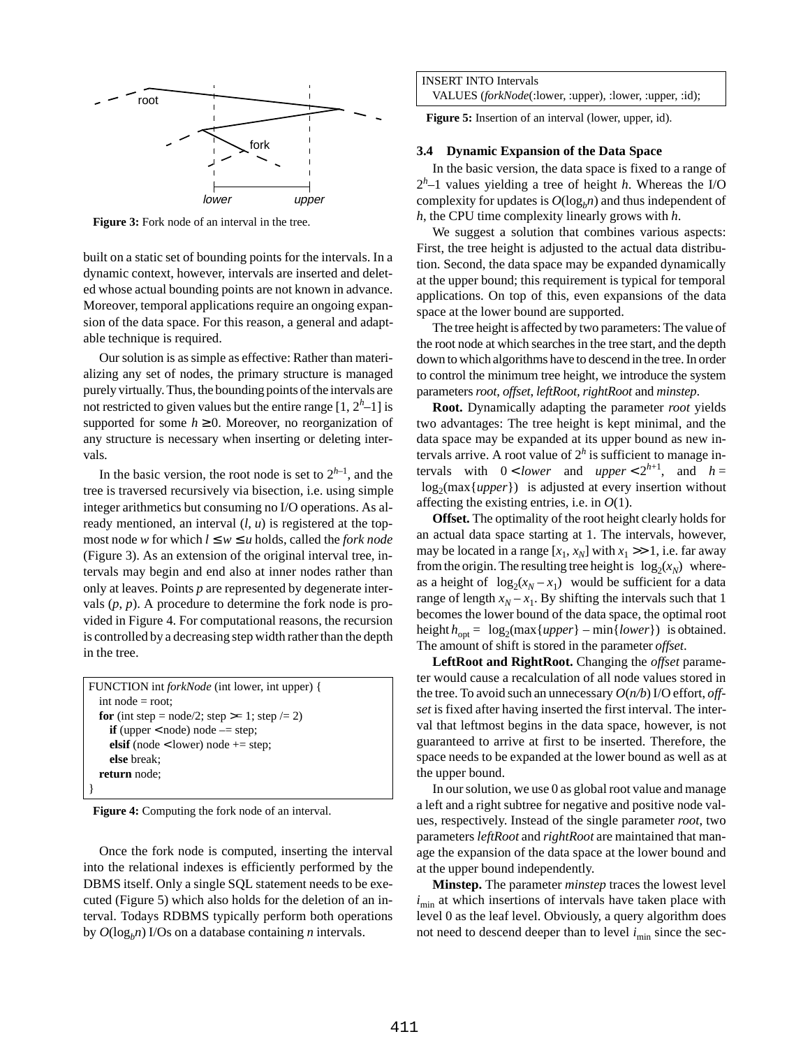root

fork

lower upper

**Figure 3:** Fork node of an interval in the tree.

built on a static set of bounding points for the intervals. In a dynamic context, however, intervals are inserted and deleted whose actual bounding points are not known in advance. Moreover, temporal applications require an ongoing expansion of the data space. For this reason, a general and adaptable technique is required.

Our solution is as simple as effective: Rather than materializing any set of nodes, the primary structure is managed purely virtually. Thus, the bounding points of the intervals are not restricted to given values but the entire range $[1, 2^h–1]$ is supported for some $h \geq 0$. Moreover, no reorganization of any structure is necessary when inserting or deleting intervals.

In the basic version, the root node is set to $2^{h–1}$, and the tree is traversed recursively via bisection, i.e. using simple integer arithmetics but consuming no I/O operations. As already mentioned, an interval $(l, u)$ is registered at the topmost node $w$ for which $l \leq w \leq u$ holds, called the *fork node* (Figure 3). As an extension of the original interval tree, intervals may begin and end also at inner nodes rather than only at leaves. Points $p$ are represented by degenerate intervals $(p, p)$. A procedure to determine the fork node is provided in Figure 4. For computational reasons, the recursion is controlled by a decreasing step width rather than the depth in the tree.

```
FUNCTION int forkNode (int lower, int upper) {
  int node = root;
  for (int step = node/2; step >= 1; step /= 2)
    if (upper < node) node –= step;
    elsif (node < lower) node += step;
    else break;
  return node;
}
```

**Figure 4:** Computing the fork node of an interval.

Once the fork node is computed, inserting the interval into the relational indexes is efficiently performed by the DBMS itself. Only a single SQL statement needs to be executed (Figure 5) which also holds for the deletion of an interval. Todays RDBMS typically perform both operations by $O(\log_b n)$ I/Os on a database containing $n$ intervals.

```
INSERT INTO Intervals
  VALUES (forkNode(:lower, :upper), :lower, :upper, :id);
```

**Figure 5:** Insertion of an interval (lower, upper, id).

### 3.4 Dynamic Expansion of the Data Space

In the basic version, the data space is fixed to a range of $2^h–1$ values yielding a tree of height $h$. Whereas the I/O complexity for updates is $O(\log_b n)$ and thus independent of $h$, the CPU time complexity linearly grows with $h$.

We suggest a solution that combines various aspects: First, the tree height is adjusted to the actual data distribution. Second, the data space may be expanded dynamically at the upper bound; this requirement is typical for temporal applications. On top of this, even expansions of the data space at the lower bound are supported.

The tree height is affected by two parameters: The value of the root node at which searches in the tree start, and the depth down to which algorithms have to descend in the tree. In order to control the minimum tree height, we introduce the system parameters *root*, *offset*, *leftRoot*, *rightRoot* and *minstep*.

**Root.** Dynamically adapting the parameter *root* yields two advantages: The tree height is kept minimal, and the data space may be expanded at its upper bound as new intervals arrive. A root value of $2^h$ is sufficient to manage intervals with $0 < lower$ and $upper < 2^{h+1}$, and $h = \lfloor \log_2(\max\{upper\}) \rfloor$ is adjusted at every insertion without affecting the existing entries, i.e. in $O(1)$.

**Offset.** The optimality of the root height clearly holds for an actual data space starting at 1. The intervals, however, may be located in a range $[x_1, x_N]$ with $x_1 >> 1$, i.e. far away from the origin. The resulting tree height is $\lfloor \log_2(x_N) \rfloor$ whereas a height of $\lfloor \log_2(x_N – x_1) \rfloor$ would be sufficient for a data range of length $x_N – x_1$. By shifting the intervals such that 1 becomes the lower bound of the data space, the optimal root height $h_{opt} = \lfloor \log_2(\max\{upper\} – \min\{lower\}) \rfloor$ is obtained. The amount of shift is stored in the parameter *offset*.

**LeftRoot and RightRoot.** Changing the *offset* parameter would cause a recalculation of all node values stored in the tree. To avoid such an unnecessary $O(n/b)$ I/O effort, *offset* is fixed after having inserted the first interval. The interval that leftmost begins in the data space, however, is not guaranteed to arrive at first to be inserted. Therefore, the space needs to be expanded at the lower bound as well as at the upper bound.

In our solution, we use 0 as global root value and manage a left and a right subtree for negative and positive node values, respectively. Instead of the single parameter *root*, two parameters *leftRoot* and *rightRoot* are maintained that manage the expansion of the data space at the lower bound and at the upper bound independently.

**Minstep.** The parameter *minstep* traces the lowest level $i_{min}$ at which insertions of intervals have taken place with level 0 as the leaf level. Obviously, a query algorithm does not need to descend deeper than to level $i_{min}$ since the sec-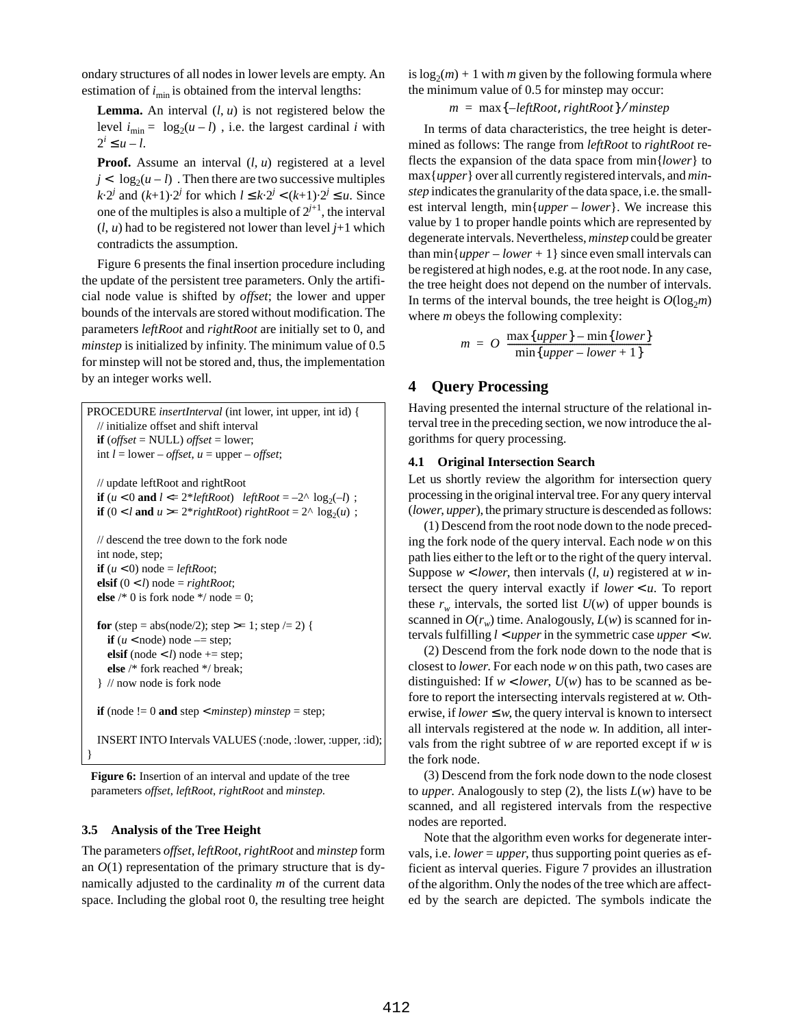ondary structures of all nodes in lower levels are empty. An estimation of $i_{min}$ is obtained from the interval lengths:

**Lemma.** An interval $(l, u)$ is not registered below the level $i_{min} = \lfloor \log_2(u - l) \rfloor$, i.e. the largest cardinal $i$ with $2^i \le u - l$.

**Proof.** Assume an interval $(l, u)$ registered at a level $j < \lfloor \log_2(u - l) \rfloor$. Then there are two successive multiples $k \cdot 2^j$ and $(k+1) \cdot 2^j$ for which $l \le k \cdot 2^j < (k+1) \cdot 2^j \le u$. Since one of the multiples is also a multiple of $2^{j+1}$, the interval $(l, u)$ had to be registered not lower than level $j+1$ which contradicts the assumption.

Figure 6 presents the final insertion procedure including the update of the persistent tree parameters. Only the artificial node value is shifted by *offset*; the lower and upper bounds of the intervals are stored without modification. The parameters *leftRoot* and *rightRoot* are initially set to 0, and *minstep* is initialized by infinity. The minimum value of 0.5 for minstep will not be stored and, thus, the implementation by an integer works well.

```
PROCEDURE insertInterval (int lower, int upper, int id) {
   // initialize offset and shift interval
   if (offset = NULL) offset = lower;
   int l = lower – offset, u = upper – offset;

   // update leftRoot and rightRoot
   if (u < 0 and l <= 2*leftRoot)  leftRoot = –2^ ⌊log2(–l)⌋ ;
   if (0 < l and u >= 2*rightRoot) rightRoot = 2^ ⌊log2(u)⌋ ;

   // descend the tree down to the fork node
   int node, step;
   if (u < 0) node = leftRoot;
   elsif (0 < l) node = rightRoot;
   else /* 0 is fork node */ node = 0;

   for (step = abs(node/2); step >= 1; step /= 2) {
      if (u < node) node –= step;
      elsif (node < l) node += step;
      else /* fork reached */ break;
   } // now node is fork node

   if (node != 0 and step < minstep) minstep = step;

   INSERT INTO Intervals VALUES (:node, :lower, :upper, :id);
}
```

**Figure 6:** Insertion of an interval and update of the tree parameters *offset*, *leftRoot*, *rightRoot* and *minstep*.

### 3.5 Analysis of the Tree Height

The parameters *offset*, *leftRoot*, *rightRoot* and *minstep* form an $O(1)$ representation of the primary structure that is dynamically adjusted to the cardinality $m$ of the current data space. Including the global root 0, the resulting tree height is $\log_2(m) + 1$ with $m$ given by the following formula where the minimum value of 0.5 for minstep may occur:

$$m = \max\{-leftRoot, rightRoot\} / minstep$$

In terms of data characteristics, the tree height is determined as follows: The range from *leftRoot* to *rightRoot* reflects the expansion of the data space from min{*lower*} to max{*upper*} over all currently registered intervals, and *minstep* indicates the granularity of the data space, i.e. the smallest interval length, min{*upper* – *lower*}. We increase this value by 1 to proper handle points which are represented by degenerate intervals. Nevertheless, *minstep* could be greater than min{*upper* – *lower* + 1} since even small intervals can be registered at high nodes, e.g. at the root node. In any case, the tree height does not depend on the number of intervals. In terms of the interval bounds, the tree height is $O(\log_2 m)$ where $m$ obeys the following complexity:

$$m = O\left(\frac{\max\{upper\} - \min\{lower\}}{\min\{upper - lower + 1\}}\right)$$

## 4 Query Processing

Having presented the internal structure of the relational interval tree in the preceding section, we now introduce the algorithms for query processing.

### 4.1 Original Intersection Search

Let us shortly review the algorithm for intersection query processing in the original interval tree. For any query interval (*lower*, *upper*), the primary structure is descended as follows:

(1) Descend from the root node down to the node preceding the fork node of the query interval. Each node $w$ on this path lies either to the left or to the right of the query interval. Suppose $w < lower$, then intervals $(l, u)$ registered at $w$ intersect the query interval exactly if $lower < u$. To report these $r_w$ intervals, the sorted list $U(w)$ of upper bounds is scanned in $O(r_w)$ time. Analogously, $L(w)$ is scanned for intervals fulfilling $l < upper$ in the symmetric case $upper < w$.

(2) Descend from the fork node down to the node that is closest to *lower*. For each node $w$ on this path, two cases are distinguished: If $w < lower$, $U(w)$ has to be scanned as before to report the intersecting intervals registered at $w$. Otherwise, if $lower \le w$, the query interval is known to intersect all intervals registered at the node $w$. In addition, all intervals from the right subtree of $w$ are reported except if $w$ is the fork node.

(3) Descend from the fork node down to the node closest to *upper*. Analogously to step (2), the lists $L(w)$ have to be scanned, and all registered intervals from the respective nodes are reported.

Note that the algorithm even works for degenerate intervals, i.e. *lower* = *upper*, thus supporting point queries as efficient as interval queries. Figure 7 provides an illustration of the algorithm. Only the nodes of the tree which are affected by the search are depicted. The symbols indicate the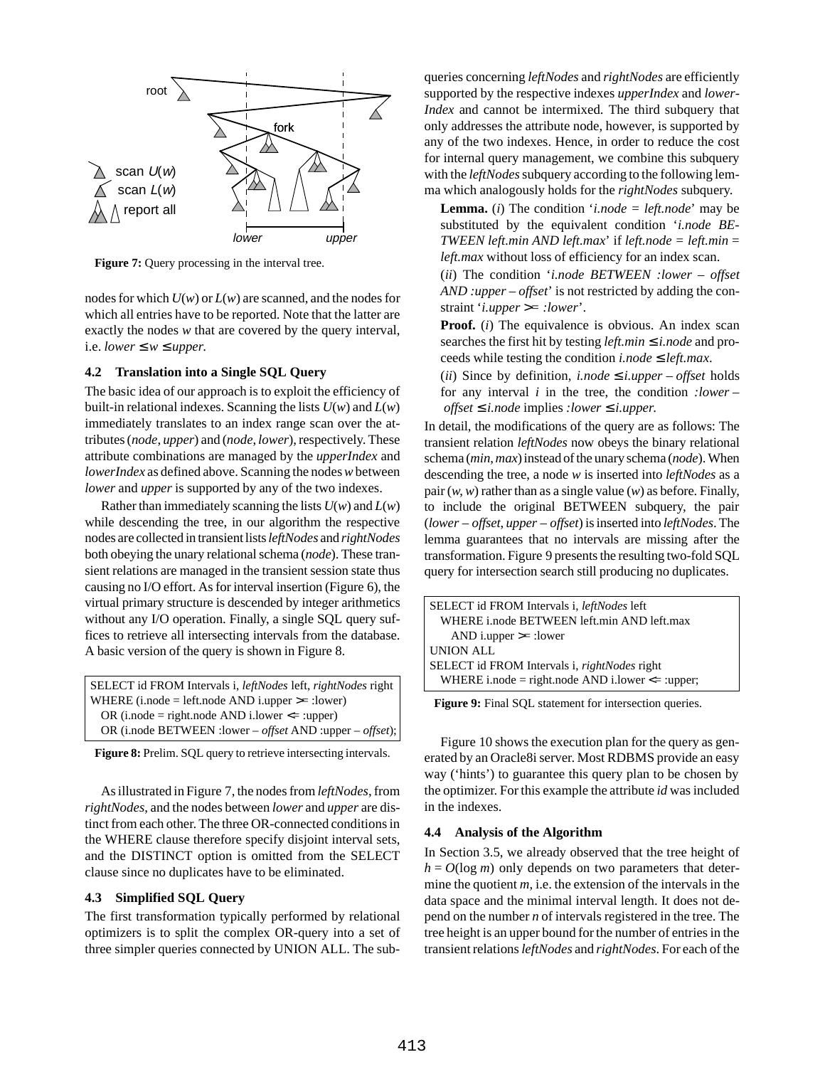Figure 7: Query processing in the interval tree.

nodes for which $U(w)$ or $L(w)$ are scanned, and the nodes for which all entries have to be reported. Note that the latter are exactly the nodes $w$ that are covered by the query interval, i.e. $lower \le w \le upper$.

### 4.2 Translation into a Single SQL Query

The basic idea of our approach is to exploit the efficiency of built-in relational indexes. Scanning the lists $U(w)$ and $L(w)$ immediately translates to an index range scan over the attributes (*node*, *upper*) and (*node*, *lower*), respectively. These attribute combinations are managed by the *upperIndex* and *lowerIndex* as defined above. Scanning the nodes $w$ between *lower* and *upper* is supported by any of the two indexes.

Rather than immediately scanning the lists $U(w)$ and $L(w)$ while descending the tree, in our algorithm the respective nodes are collected in transient lists *leftNodes* and *rightNodes* both obeying the unary relational schema (*node*). These transient relations are managed in the transient session state thus causing no I/O effort. As for interval insertion (Figure 6), the virtual primary structure is descended by integer arithmetics without any I/O operation. Finally, a single SQL query suffices to retrieve all intersecting intervals from the database. A basic version of the query is shown in Figure 8.

```
SELECT id FROM Intervals i, leftNodes left, rightNodes right
WHERE (i.node = left.node AND i.upper >= :lower)
   OR (i.node = right.node AND i.lower <= :upper)
   OR (i.node BETWEEN :lower – offset AND :upper – offset);
```

**Figure 8:** Prelim. SQL query to retrieve intersecting intervals.

As illustrated in Figure 7, the nodes from *leftNodes*, from *rightNodes*, and the nodes between *lower* and *upper* are distinct from each other. The three OR-connected conditions in the WHERE clause therefore specify disjoint interval sets, and the DISTINCT option is omitted from the SELECT clause since no duplicates have to be eliminated.

### 4.3 Simplified SQL Query

The first transformation typically performed by relational optimizers is to split the complex OR-query into a set of three simpler queries connected by UNION ALL. The subqueries concerning *leftNodes* and *rightNodes* are efficiently supported by the respective indexes *upperIndex* and *lowerIndex* and cannot be intermixed. The third subquery that only addresses the attribute node, however, is supported by any of the two indexes. Hence, in order to reduce the cost for internal query management, we combine this subquery with the *leftNodes* subquery according to the following lemma which analogously holds for the *rightNodes* subquery.

**Lemma.** (*i*) The condition '*i.node = left.node*' may be substituted by the equivalent condition '*i.node BETWEEN left.min AND left.max*' if *left.node = left.min = left.max* without loss of efficiency for an index scan.

(*ii*) The condition '*i.node BETWEEN :lower – offset AND :upper – offset*' is not restricted by adding the constraint '*i.upper >= :lower*'.

**Proof.** (*i*) The equivalence is obvious. An index scan searches the first hit by testing $left.min \le i.node$ and proceeds while testing the condition $i.node \le left.max$.

(*ii*) Since by definition, $i.node \le i.upper - offset$ holds for any interval $i$ in the tree, the condition $:lower - offset \le i.node$ implies $:lower \le i.upper$.

In detail, the modifications of the query are as follows: The transient relation *leftNodes* now obeys the binary relational schema (*min*, *max*) instead of the unary schema (*node*). When descending the tree, a node $w$ is inserted into *leftNodes* as a pair $(w, w)$ rather than as a single value $(w)$ as before. Finally, to include the original BETWEEN subquery, the pair $(lower - offset, upper - offset)$ is inserted into *leftNodes*. The lemma guarantees that no intervals are missing after the transformation. Figure 9 presents the resulting two-fold SQL query for intersection search still producing no duplicates.

```
SELECT id FROM Intervals i, leftNodes left
  WHERE i.node BETWEEN left.min AND left.max
    AND i.upper >= :lower
UNION ALL
SELECT id FROM Intervals i, rightNodes right
  WHERE i.node = right.node AND i.lower <= :upper;
```

**Figure 9:** Final SQL statement for intersection queries.

Figure 10 shows the execution plan for the query as generated by an Oracle8i server. Most RDBMS provide an easy way ('hints') to guarantee this query plan to be chosen by the optimizer. For this example the attribute *id* was included in the indexes.

### 4.4 Analysis of the Algorithm

In Section 3.5, we already observed that the tree height of $h = O(\log m)$ only depends on two parameters that determine the quotient $m$, i.e. the extension of the intervals in the data space and the minimal interval length. It does not depend on the number $n$ of intervals registered in the tree. The tree height is an upper bound for the number of entries in the transient relations *leftNodes* and *rightNodes*. For each of the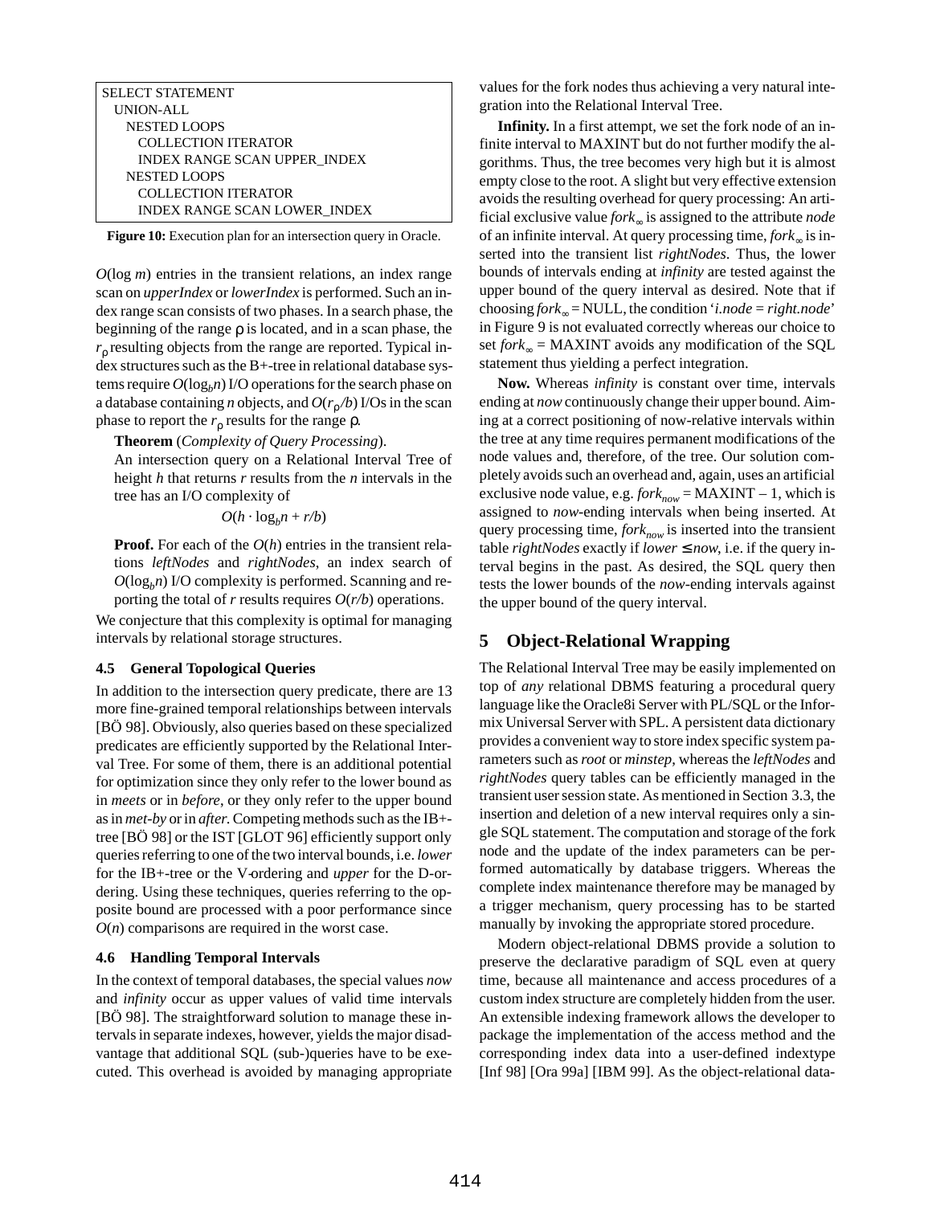```
SELECT STATEMENT
  UNION-ALL
    NESTED LOOPS
      COLLECTION ITERATOR
      INDEX RANGE SCAN UPPER_INDEX
    NESTED LOOPS
      COLLECTION ITERATOR
      INDEX RANGE SCAN LOWER_INDEX
```

**Figure 10:** Execution plan for an intersection query in Oracle.

$O(\log m)$ entries in the transient relations, an index range scan on *upperIndex* or *lowerIndex* is performed. Such an index range scan consists of two phases. In a search phase, the beginning of the range $\rho$ is located, and in a scan phase, the $r_\rho$ resulting objects from the range are reported. Typical index structures such as the B+-tree in relational database systems require $O(\log_b n)$ I/O operations for the search phase on a database containing $n$ objects, and $O(r_\rho/b)$ I/Os in the scan phase to report the $r_\rho$ results for the range $\rho$.

**Theorem** (*Complexity of Query Processing*).
An intersection query on a Relational Interval Tree of height $h$ that returns $r$ results from the $n$ intervals in the tree has an I/O complexity of

$$O(h \cdot \log_b n + r/b)$$

**Proof.** For each of the $O(h)$ entries in the transient relations *leftNodes* and *rightNodes*, an index search of $O(\log_b n)$ I/O complexity is performed. Scanning and reporting the total of $r$ results requires $O(r/b)$ operations.

We conjecture that this complexity is optimal for managing intervals by relational storage structures.

### 4.5 General Topological Queries

In addition to the intersection query predicate, there are 13 more fine-grained temporal relationships between intervals [BÖ 98]. Obviously, also queries based on these specialized predicates are efficiently supported by the Relational Interval Tree. For some of them, there is an additional potential for optimization since they only refer to the lower bound as in *meets* or in *before*, or they only refer to the upper bound as in *met-by* or in *after.* Competing methods such as the IB+-tree [BÖ 98] or the IST [GLOT 96] efficiently support only queries referring to one of the two interval bounds, i.e. *lower* for the IB+-tree or the V-ordering and *upper* for the D-ordering. Using these techniques, queries referring to the opposite bound are processed with a poor performance since $O(n)$ comparisons are required in the worst case.

### 4.6 Handling Temporal Intervals

In the context of temporal databases, the special values *now* and *infinity* occur as upper values of valid time intervals [BÖ 98]. The straightforward solution to manage these intervals in separate indexes, however, yields the major disadvantage that additional SQL (sub-)queries have to be executed. This overhead is avoided by managing appropriate values for the fork nodes thus achieving a very natural integration into the Relational Interval Tree.

**Infinity.** In a first attempt, we set the fork node of an infinite interval to MAXINT but do not further modify the algorithms. Thus, the tree becomes very high but it is almost empty close to the root. A slight but very effective extension avoids the resulting overhead for query processing: An artificial exclusive value $fork_\infty$ is assigned to the attribute *node* of an infinite interval. At query processing time, $fork_\infty$ is inserted into the transient list *rightNodes*. Thus, the lower bounds of intervals ending at *infinity* are tested against the upper bound of the query interval as desired. Note that if choosing $fork_\infty$ = NULL, the condition '*i.node* = *right.node*' in Figure 9 is not evaluated correctly whereas our choice to set $fork_\infty$ = MAXINT avoids any modification of the SQL statement thus yielding a perfect integration.

**Now.** Whereas *infinity* is constant over time, intervals ending at *now* continuously change their upper bound. Aiming at a correct positioning of now-relative intervals within the tree at any time requires permanent modifications of the node values and, therefore, of the tree. Our solution completely avoids such an overhead and, again, uses an artificial exclusive node value, e.g. $fork_{now}$ = MAXINT – 1, which is assigned to *now*-ending intervals when being inserted. At query processing time, $fork_{now}$ is inserted into the transient table *rightNodes* exactly if *lower* $\leq$ *now*, i.e. if the query interval begins in the past. As desired, the SQL query then tests the lower bounds of the *now*-ending intervals against the upper bound of the query interval.

## 5 Object-Relational Wrapping

The Relational Interval Tree may be easily implemented on top of *any* relational DBMS featuring a procedural query language like the Oracle8i Server with PL/SQL or the Informix Universal Server with SPL. A persistent data dictionary provides a convenient way to store index specific system parameters such as *root* or *minstep*, whereas the *leftNodes* and *rightNodes* query tables can be efficiently managed in the transient user session state. As mentioned in Section 3.3, the insertion and deletion of a new interval requires only a single SQL statement. The computation and storage of the fork node and the update of the index parameters can be performed automatically by database triggers. Whereas the complete index maintenance therefore may be managed by a trigger mechanism, query processing has to be started manually by invoking the appropriate stored procedure.

Modern object-relational DBMS provide a solution to preserve the declarative paradigm of SQL even at query time, because all maintenance and access procedures of a custom index structure are completely hidden from the user. An extensible indexing framework allows the developer to package the implementation of the access method and the corresponding index data into a user-defined indextype [Inf 98] [Ora 99a] [IBM 99]. As the object-relational data-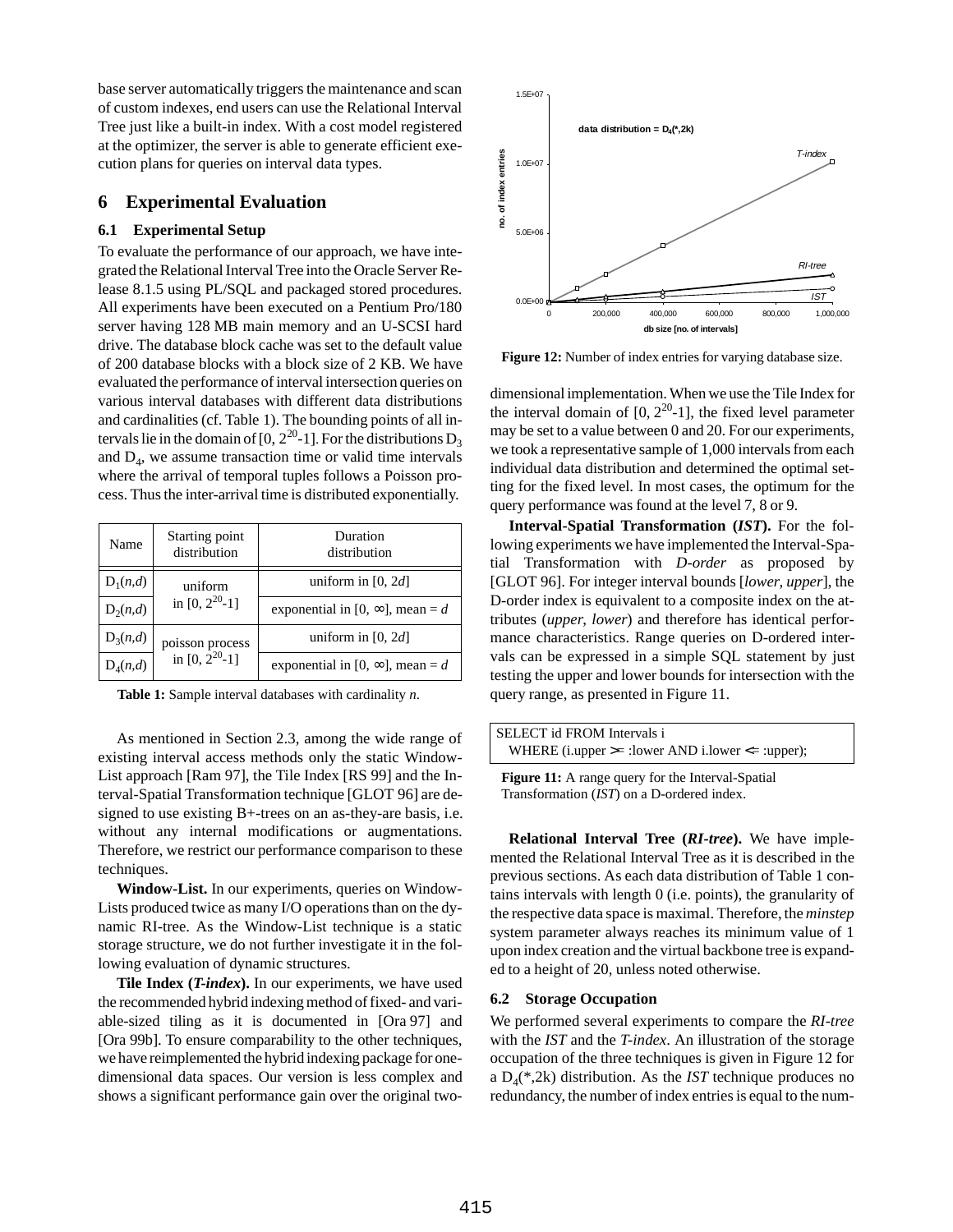base server automatically triggers the maintenance and scan of custom indexes, end users can use the Relational Interval Tree just like a built-in index. With a cost model registered at the optimizer, the server is able to generate efficient execution plans for queries on interval data types.

## 6 Experimental Evaluation

### 6.1 Experimental Setup

To evaluate the performance of our approach, we have integrated the Relational Interval Tree into the Oracle Server Release 8.1.5 using PL/SQL and packaged stored procedures. All experiments have been executed on a Pentium Pro/180 server having 128 MB main memory and an U-SCSI hard drive. The database block cache was set to the default value of 200 database blocks with a block size of 2 KB. We have evaluated the performance of interval intersection queries on various interval databases with different data distributions and cardinalities (cf. Table 1). The bounding points of all intervals lie in the domain of $[0, 2^{20}-1]$. For the distributions $D_3$ and $D_4$, we assume transaction time or valid time intervals where the arrival of temporal tuples follows a Poisson process. Thus the inter-arrival time is distributed exponentially.

| Name | Starting point distribution | Duration distribution |
|---|---|---|
| $D_1(n,d)$ | uniform in $[0, 2^{20}-1]$ | uniform in $[0, 2d]$ |
| $D_2(n,d)$ | | exponential in $[0, \infty]$, mean = $d$ |
| $D_3(n,d)$ | poisson process in $[0, 2^{20}-1]$ | uniform in $[0, 2d]$ |
| $D_4(n,d)$ | | exponential in $[0, \infty]$, mean = $d$ |

**Table 1:** Sample interval databases with cardinality *n*.

As mentioned in Section 2.3, among the wide range of existing interval access methods only the static Window-List approach [Ram 97], the Tile Index [RS 99] and the Interval-Spatial Transformation technique [GLOT 96] are designed to use existing B+-trees on an as-they-are basis, i.e. without any internal modifications or augmentations. Therefore, we restrict our performance comparison to these techniques.

**Window-List.** In our experiments, queries on Window-Lists produced twice as many I/O operations than on the dynamic RI-tree. As the Window-List technique is a static storage structure, we do not further investigate it in the following evaluation of dynamic structures.

**Tile Index (*T-index*).** In our experiments, we have used the recommended hybrid indexing method of fixed- and variable-sized tiling as it is documented in [Ora 97] and [Ora 99b]. To ensure comparability to the other techniques, we have reimplemented the hybrid indexing package for one-dimensional data spaces. Our version is less complex and shows a significant performance gain over the original two-dimensional implementation. When we use the Tile Index for the interval domain of $[0, 2^{20}-1]$, the fixed level parameter may be set to a value between 0 and 20. For our experiments, we took a representative sample of 1,000 intervals from each individual data distribution and determined the optimal setting for the fixed level. In most cases, the optimum for the query performance was found at the level 7, 8 or 9.

**Figure 12:** Number of index entries for varying database size.

**Interval-Spatial Transformation (*IST*).** For the following experiments we have implemented the Interval-Spatial Transformation with *D-order* as proposed by [GLOT 96]. For integer interval bounds [*lower*, *upper*], the D-order index is equivalent to a composite index on the attributes (*upper*, *lower*) and therefore has identical performance characteristics. Range queries on D-ordered intervals can be expressed in a simple SQL statement by just testing the upper and lower bounds for intersection with the query range, as presented in Figure 11.

```
SELECT id FROM Intervals i
  WHERE (i.upper >= :lower AND i.lower <= :upper);
```

**Figure 11:** A range query for the Interval-Spatial Transformation (*IST*) on a D-ordered index.

**Relational Interval Tree (*RI-tree*).** We have implemented the Relational Interval Tree as it is described in the previous sections. As each data distribution of Table 1 contains intervals with length 0 (i.e. points), the granularity of the respective data space is maximal. Therefore, the *minstep* system parameter always reaches its minimum value of 1 upon index creation and the virtual backbone tree is expanded to a height of 20, unless noted otherwise.

### 6.2 Storage Occupation

We performed several experiments to compare the *RI-tree* with the *IST* and the *T-index*. An illustration of the storage occupation of the three techniques is given in Figure 12 for a $D_4(*,2k)$ distribution. As the *IST* technique produces no redundancy, the number of index entries is equal to the num-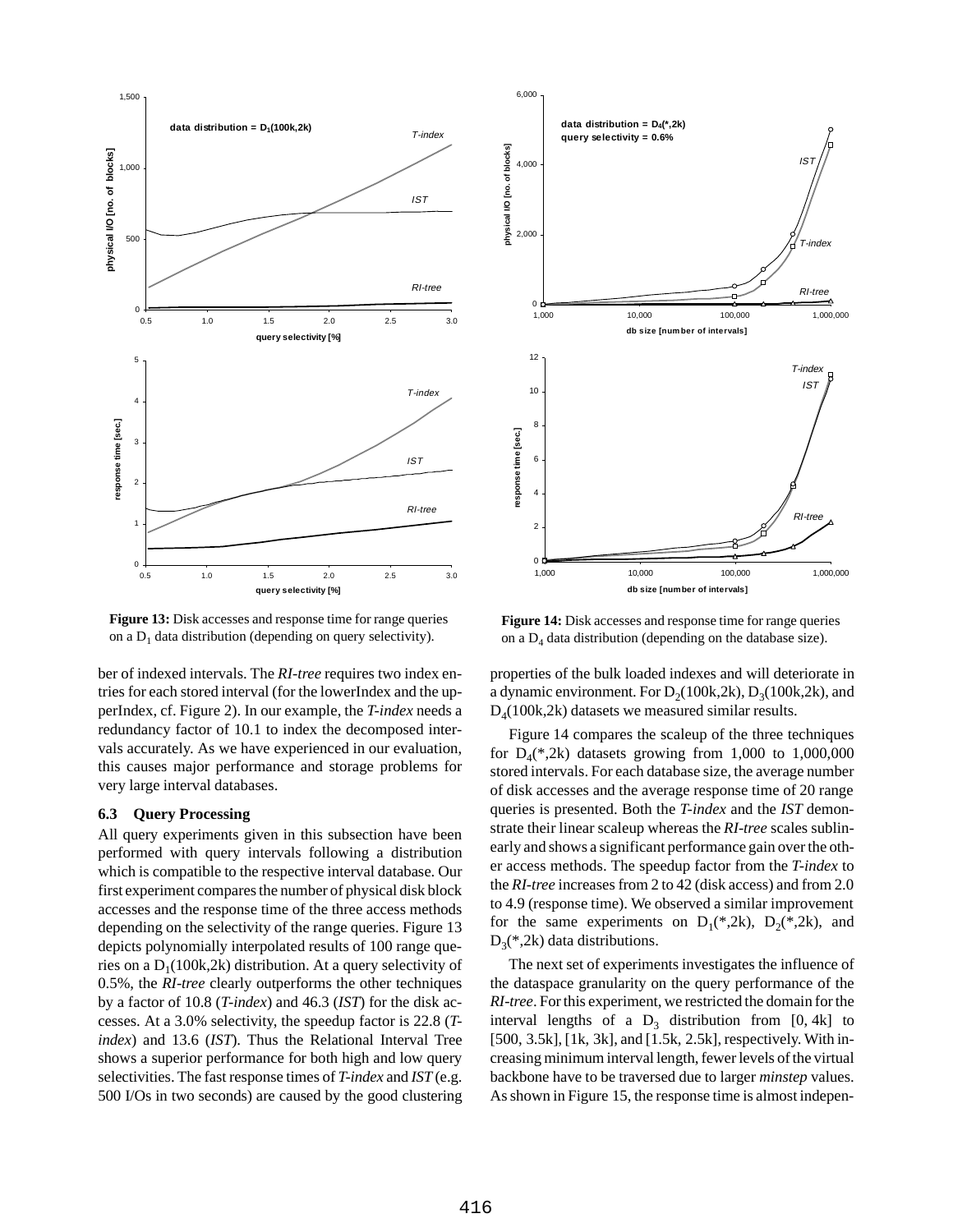**Figure 13:** Disk accesses and response time for range queries on a $D_1$ data distribution (depending on query selectivity).

**Figure 14:** Disk accesses and response time for range queries on a $D_4$ data distribution (depending on the database size).

ber of indexed intervals. The *RI-tree* requires two index entries for each stored interval (for the lowerIndex and the upperIndex, cf. Figure 2). In our example, the *T-index* needs a redundancy factor of 10.1 to index the decomposed intervals accurately. As we have experienced in our evaluation, this causes major performance and storage problems for very large interval databases.

### 6.3 Query Processing

All query experiments given in this subsection have been performed with query intervals following a distribution which is compatible to the respective interval database. Our first experiment compares the number of physical disk block accesses and the response time of the three access methods depending on the selectivity of the range queries. Figure 13 depicts polynomially interpolated results of 100 range queries on a $D_1$(100k,2k) distribution. At a query selectivity of 0.5%, the *RI-tree* clearly outperforms the other techniques by a factor of 10.8 (*T-index*) and 46.3 (*IST*) for the disk accesses. At a 3.0% selectivity, the speedup factor is 22.8 (*T-index*) and 13.6 (*IST*). Thus the Relational Interval Tree shows a superior performance for both high and low query selectivities. The fast response times of *T-index* and *IST* (e.g. 500 I/Os in two seconds) are caused by the good clustering properties of the bulk loaded indexes and will deteriorate in a dynamic environment. For $D_2$(100k,2k), $D_3$(100k,2k), and $D_4$(100k,2k) datasets we measured similar results.

Figure 14 compares the scaleup of the three techniques for $D_4$(*,2k) datasets growing from 1,000 to 1,000,000 stored intervals. For each database size, the average number of disk accesses and the average response time of 20 range queries is presented. Both the *T-index* and the *IST* demonstrate their linear scaleup whereas the *RI-tree* scales sublinearly and shows a significant performance gain over the other access methods. The speedup factor from the *T-index* to the *RI-tree* increases from 2 to 42 (disk access) and from 2.0 to 4.9 (response time). We observed a similar improvement for the same experiments on $D_1$(*,2k), $D_2$(*,2k), and $D_3$(*,2k) data distributions.

The next set of experiments investigates the influence of the dataspace granularity on the query performance of the *RI-tree*. For this experiment, we restricted the domain for the interval lengths of a $D_3$ distribution from [0, 4k] to [500, 3.5k], [1k, 3k], and [1.5k, 2.5k], respectively. With increasing minimum interval length, fewer levels of the virtual backbone have to be traversed due to larger *minstep* values. As shown in Figure 15, the response time is almost indepen-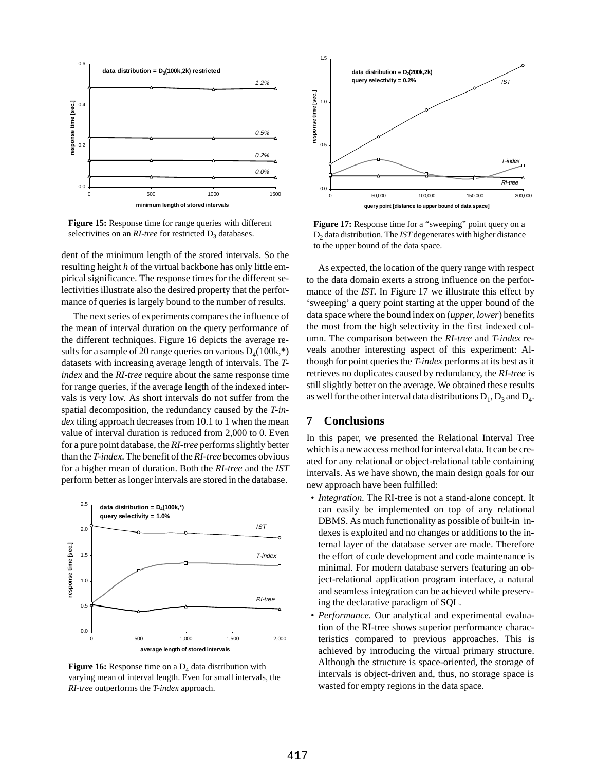Figure 15: Response time for range queries with different selectivities on an *RI-tree* for restricted $D_3$ databases.

dent of the minimum length of the stored intervals. So the resulting height *h* of the virtual backbone has only little empirical significance. The response times for the different selectivities illustrate also the desired property that the performance of queries is largely bound to the number of results.

The next series of experiments compares the influence of the mean of interval duration on the query performance of the different techniques. Figure 16 depicts the average results for a sample of 20 range queries on various $D_4$(100k,*) datasets with increasing average length of intervals. The *T-index* and the *RI-tree* require about the same response time for range queries, if the average length of the indexed intervals is very low. As short intervals do not suffer from the spatial decomposition, the redundancy caused by the *T-index* tiling approach decreases from 10.1 to 1 when the mean value of interval duration is reduced from 2,000 to 0. Even for a pure point database, the *RI-tree* performs slightly better than the *T-index*. The benefit of the *RI-tree* becomes obvious for a higher mean of duration. Both the *RI-tree* and the *IST* perform better as longer intervals are stored in the database.

**Figure 16:** Response time on a $D_4$ data distribution with varying mean of interval length. Even for small intervals, the *RI-tree* outperforms the *T-index* approach.

**Figure 17:** Response time for a "sweeping" point query on a $D_2$ data distribution. The *IST* degenerates with higher distance to the upper bound of the data space.

As expected, the location of the query range with respect to the data domain exerts a strong influence on the performance of the *IST*. In Figure 17 we illustrate this effect by 'sweeping' a query point starting at the upper bound of the data space where the bound index on (*upper*, *lower*) benefits the most from the high selectivity in the first indexed column. The comparison between the *RI-tree* and *T-index* reveals another interesting aspect of this experiment: Although for point queries the *T-index* performs at its best as it retrieves no duplicates caused by redundancy, the *RI-tree* is still slightly better on the average. We obtained these results as well for the other interval data distributions $D_1$, $D_3$ and $D_4$.

## 7 Conclusions

In this paper, we presented the Relational Interval Tree which is a new access method for interval data. It can be created for any relational or object-relational table containing intervals. As we have shown, the main design goals for our new approach have been fulfilled:

- *Integration.* The RI-tree is not a stand-alone concept. It can easily be implemented on top of any relational DBMS. As much functionality as possible of built-in indexes is exploited and no changes or additions to the internal layer of the database server are made. Therefore the effort of code development and code maintenance is minimal. For modern database servers featuring an object-relational application program interface, a natural and seamless integration can be achieved while preserving the declarative paradigm of SQL.
- *Performance.* Our analytical and experimental evaluation of the RI-tree shows superior performance characteristics compared to previous approaches. This is achieved by introducing the virtual primary structure. Although the structure is space-oriented, the storage of intervals is object-driven and, thus, no storage space is wasted for empty regions in the data space.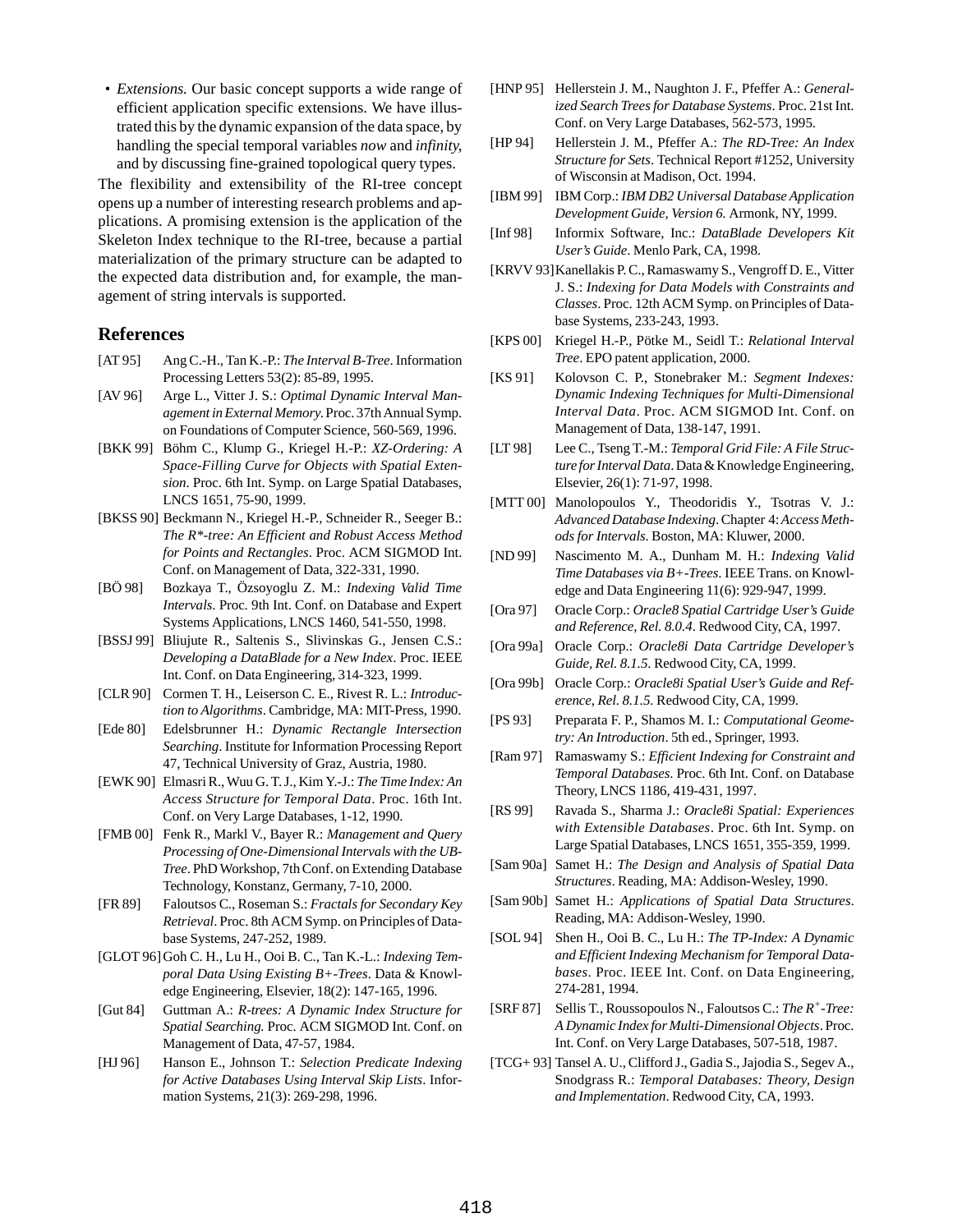- *Extensions.* Our basic concept supports a wide range of efficient application specific extensions. We have illustrated this by the dynamic expansion of the data space, by handling the special temporal variables *now* and *infinity*, and by discussing fine-grained topological query types.

The flexibility and extensibility of the RI-tree concept opens up a number of interesting research problems and applications. A promising extension is the application of the Skeleton Index technique to the RI-tree, because a partial materialization of the primary structure can be adapted to the expected data distribution and, for example, the management of string intervals is supported.

## References

[AT 95] Ang C.-H., Tan K.-P.: *The Interval B-Tree*. Information Processing Letters 53(2): 85-89, 1995.

[AV 96] Arge L., Vitter J. S.: *Optimal Dynamic Interval Management in External Memory.* Proc. 37th Annual Symp. on Foundations of Computer Science, 560-569, 1996.

[BKK 99] Böhm C., Klump G., Kriegel H.-P.: *XZ-Ordering: A Space-Filling Curve for Objects with Spatial Extension*. Proc. 6th Int. Symp. on Large Spatial Databases, LNCS 1651, 75-90, 1999.

[BKSS 90] Beckmann N., Kriegel H.-P., Schneider R., Seeger B.: *The R\*-tree: An Efficient and Robust Access Method for Points and Rectangles*. Proc. ACM SIGMOD Int. Conf. on Management of Data, 322-331, 1990.

[BÖ 98] Bozkaya T., Özsoyoglu Z. M.: *Indexing Valid Time Intervals*. Proc. 9th Int. Conf. on Database and Expert Systems Applications, LNCS 1460, 541-550, 1998.

[BSSJ 99] Bliujute R., Saltenis S., Slivinskas G., Jensen C.S.: *Developing a DataBlade for a New Index*. Proc. IEEE Int. Conf. on Data Engineering, 314-323, 1999.

[CLR 90] Cormen T. H., Leiserson C. E., Rivest R. L.: *Introduction to Algorithms*. Cambridge, MA: MIT-Press, 1990.

[Ede 80] Edelsbrunner H.: *Dynamic Rectangle Intersection Searching*. Institute for Information Processing Report 47, Technical University of Graz, Austria, 1980.

[EWK 90] Elmasri R., Wuu G. T. J., Kim Y.-J.: *The Time Index: An Access Structure for Temporal Data*. Proc. 16th Int. Conf. on Very Large Databases, 1-12, 1990.

[FMB 00] Fenk R., Markl V., Bayer R.: *Management and Query Processing of One-Dimensional Intervals with the UB-Tree*. PhD Workshop, 7th Conf. on Extending Database Technology, Konstanz, Germany, 7-10, 2000.

[FR 89] Faloutsos C., Roseman S.: *Fractals for Secondary Key Retrieval*. Proc. 8th ACM Symp. on Principles of Database Systems, 247-252, 1989.

[GLOT 96] Goh C. H., Lu H., Ooi B. C., Tan K.-L.: *Indexing Temporal Data Using Existing B+-Trees*. Data & Knowledge Engineering, Elsevier, 18(2): 147-165, 1996.

[Gut 84] Guttman A.: *R-trees: A Dynamic Index Structure for Spatial Searching.* Proc. ACM SIGMOD Int. Conf. on Management of Data, 47-57, 1984.

[HJ 96] Hanson E., Johnson T.: *Selection Predicate Indexing for Active Databases Using Interval Skip Lists*. Information Systems, 21(3): 269-298, 1996.

[HNP 95] Hellerstein J. M., Naughton J. F., Pfeffer A.: *Generalized Search Trees for Database Systems*. Proc. 21st Int. Conf. on Very Large Databases, 562-573, 1995.

[HP 94] Hellerstein J. M., Pfeffer A.: *The RD-Tree: An Index Structure for Sets*. Technical Report #1252, University of Wisconsin at Madison, Oct. 1994.

[IBM 99] IBM Corp.: *IBM DB2 Universal Database Application Development Guide, Version 6.* Armonk, NY, 1999.

[Inf 98] Informix Software, Inc.: *DataBlade Developers Kit User's Guide*. Menlo Park, CA, 1998.

[KRVV 93] Kanellakis P. C., Ramaswamy S., Vengroff D. E., Vitter J. S.: *Indexing for Data Models with Constraints and Classes*. Proc. 12th ACM Symp. on Principles of Database Systems, 233-243, 1993.

[KPS 00] Kriegel H.-P., Pötke M., Seidl T.: *Relational Interval Tree*. EPO patent application, 2000.

[KS 91] Kolovson C. P., Stonebraker M.: *Segment Indexes: Dynamic Indexing Techniques for Multi-Dimensional Interval Data*. Proc. ACM SIGMOD Int. Conf. on Management of Data, 138-147, 1991.

[LT 98] Lee C., Tseng T.-M.: *Temporal Grid File: A File Structure for Interval Data*. Data & Knowledge Engineering, Elsevier, 26(1): 71-97, 1998.

[MTT 00] Manolopoulos Y., Theodoridis Y., Tsotras V. J.: *Advanced Database Indexing*. Chapter 4: *Access Methods for Intervals*. Boston, MA: Kluwer, 2000.

[ND 99] Nascimento M. A., Dunham M. H.: *Indexing Valid Time Databases via B+-Trees*. IEEE Trans. on Knowledge and Data Engineering 11(6): 929-947, 1999.

[Ora 97] Oracle Corp.: *Oracle8 Spatial Cartridge User's Guide and Reference, Rel. 8.0.4*. Redwood City, CA, 1997.

[Ora 99a] Oracle Corp.: *Oracle8i Data Cartridge Developer's Guide, Rel. 8.1.5*. Redwood City, CA, 1999.

[Ora 99b] Oracle Corp.: *Oracle8i Spatial User's Guide and Reference, Rel. 8.1.5*. Redwood City, CA, 1999.

[PS 93] Preparata F. P., Shamos M. I.: *Computational Geometry: An Introduction*. 5th ed., Springer, 1993.

[Ram 97] Ramaswamy S.: *Efficient Indexing for Constraint and Temporal Databases*. Proc. 6th Int. Conf. on Database Theory, LNCS 1186, 419-431, 1997.

[RS 99] Ravada S., Sharma J.: *Oracle8i Spatial: Experiences with Extensible Databases*. Proc. 6th Int. Symp. on Large Spatial Databases, LNCS 1651, 355-359, 1999.

[Sam 90a] Samet H.: *The Design and Analysis of Spatial Data Structures*. Reading, MA: Addison-Wesley, 1990.

[Sam 90b] Samet H.: *Applications of Spatial Data Structures*. Reading, MA: Addison-Wesley, 1990.

[SOL 94] Shen H., Ooi B. C., Lu H.: *The TP-Index: A Dynamic and Efficient Indexing Mechanism for Temporal Databases*. Proc. IEEE Int. Conf. on Data Engineering, 274-281, 1994.

[SRF 87] Sellis T., Roussopoulos N., Faloutsos C.: *The $R^+$-Tree: A Dynamic Index for Multi-Dimensional Objects*. Proc. Int. Conf. on Very Large Databases, 507-518, 1987.

[TCG+ 93] Tansel A. U., Clifford J., Gadia S., Jajodia S., Segev A., Snodgrass R.: *Temporal Databases: Theory, Design and Implementation*. Redwood City, CA, 1993.